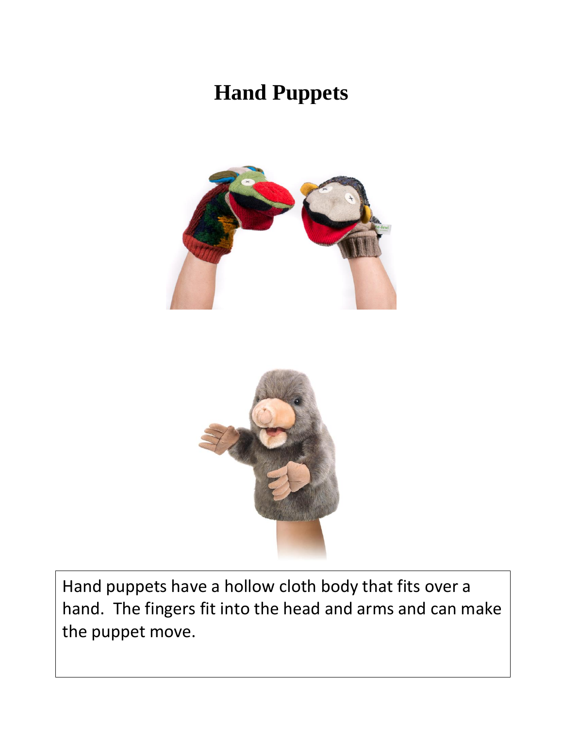# Hand Puppets

Hand puppets have a hollow cloth body that fits over a hand. The fingers fit into the head and arms and can make the puppet move.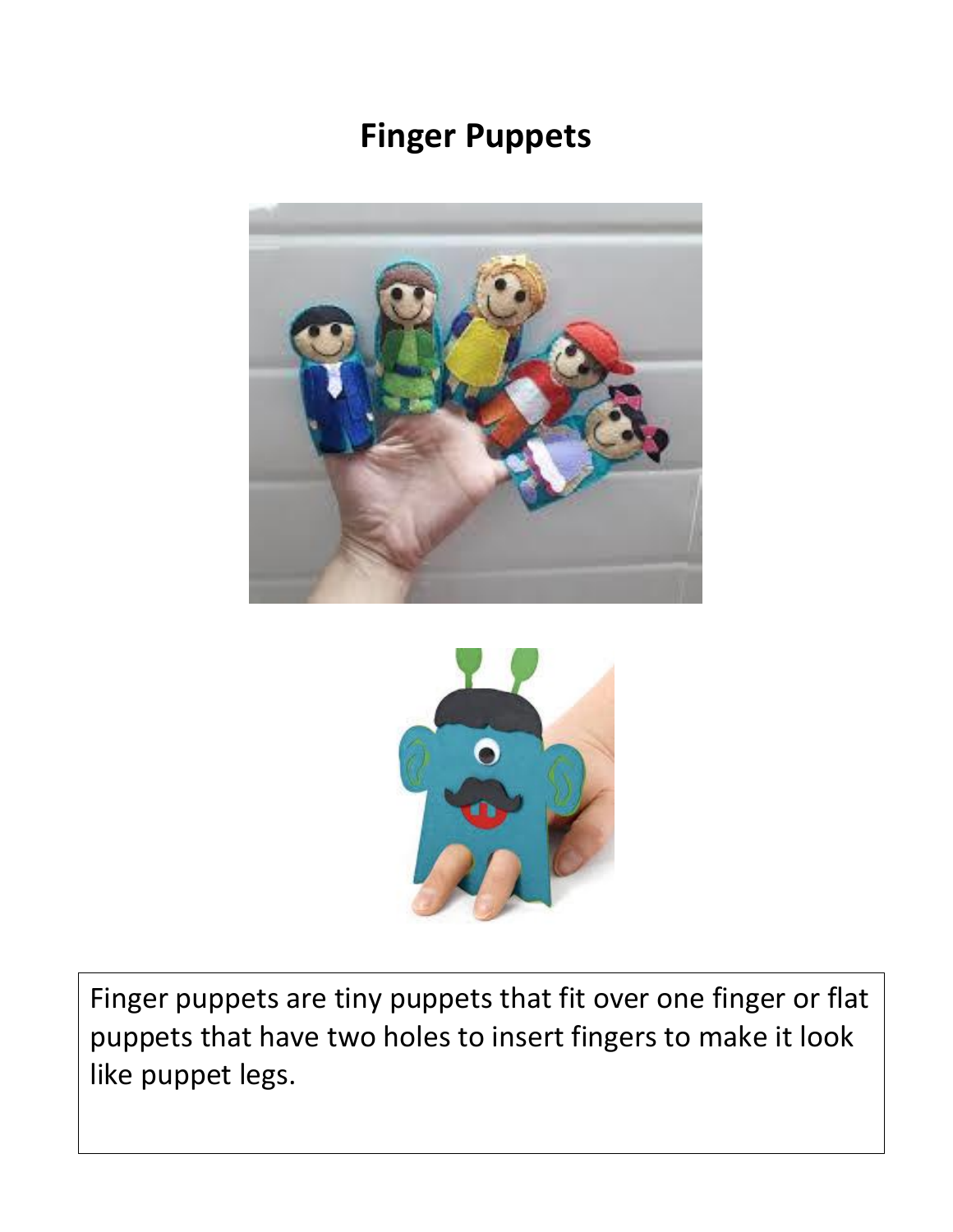# Finger Puppets

Finger puppets are tiny puppets that fit over one finger or flat puppets that have two holes to insert fingers to make it look like puppet legs.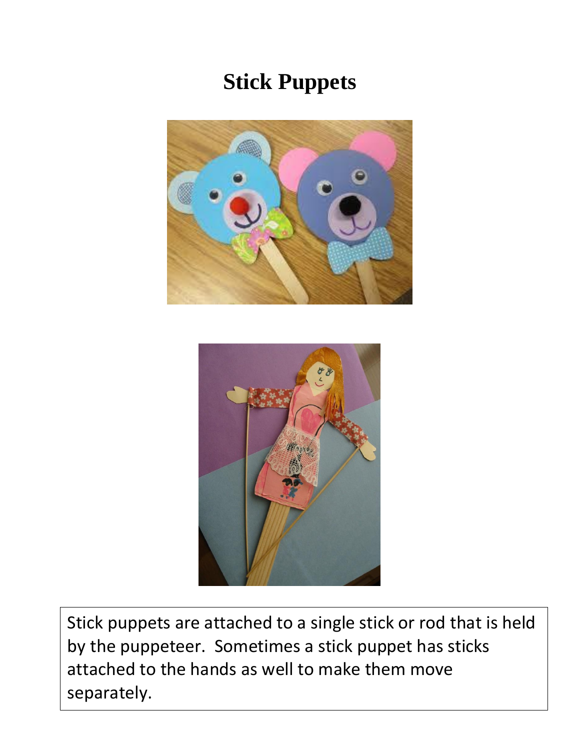# Stick Puppets

Stick puppets are attached to a single stick or rod that is held by the puppeteer. Sometimes a stick puppet has sticks attached to the hands as well to make them move separately.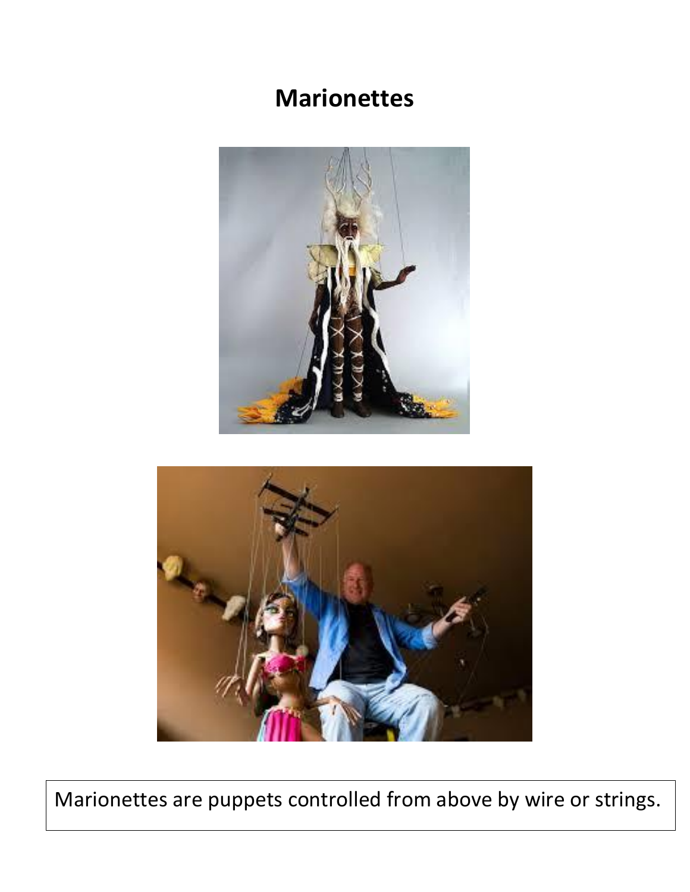# Marionettes

Marionettes are puppets controlled from above by wire or strings.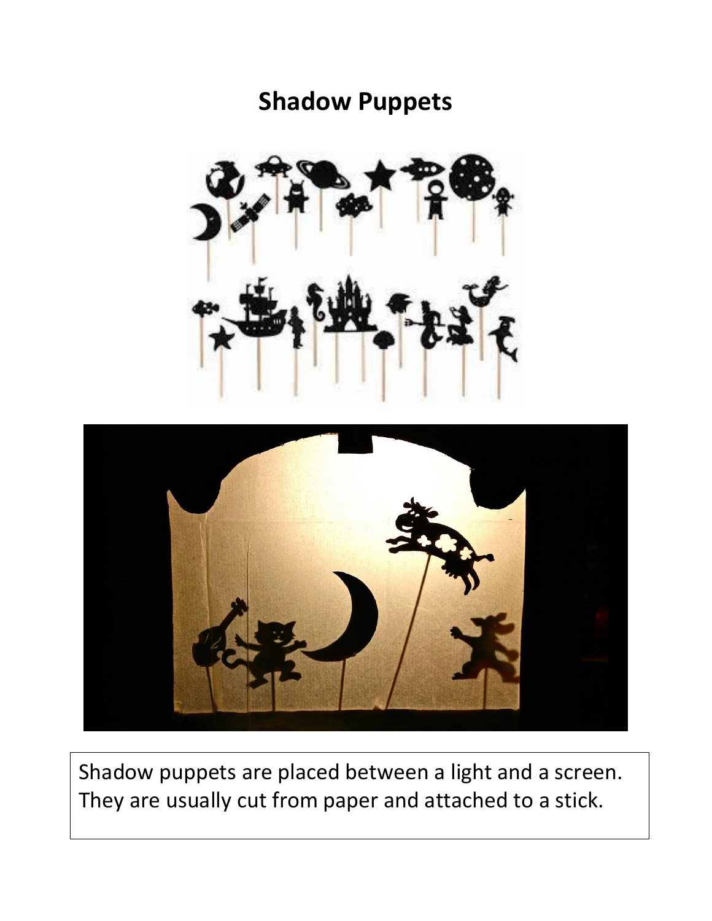# Shadow Puppets

Shadow puppets are placed between a light and a screen. They are usually cut from paper and attached to a stick.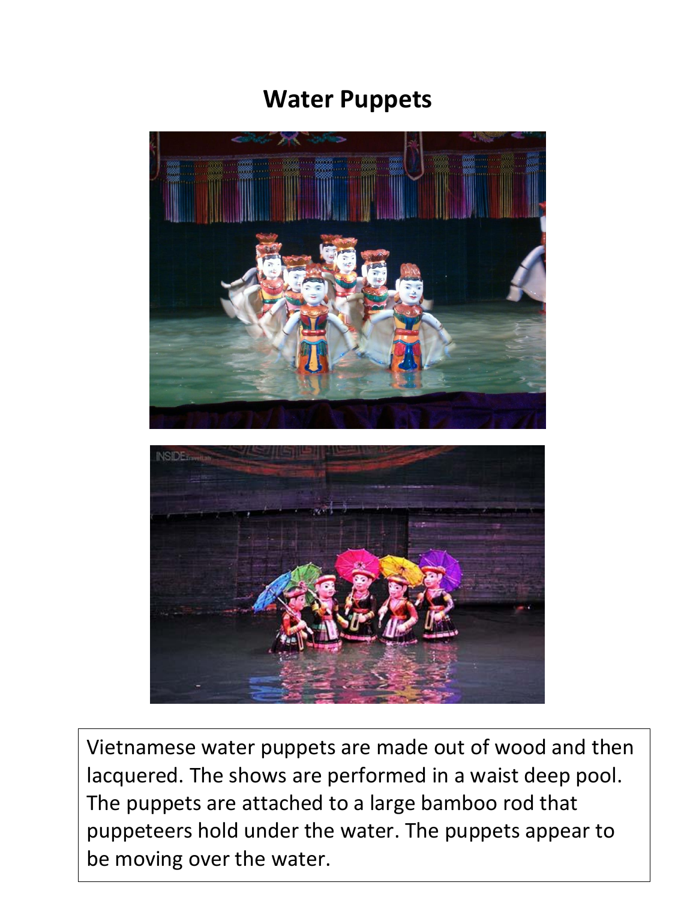# Water Puppets

Vietnamese water puppets are made out of wood and then lacquered. The shows are performed in a waist deep pool. The puppets are attached to a large bamboo rod that puppeteers hold under the water. The puppets appear to be moving over the water.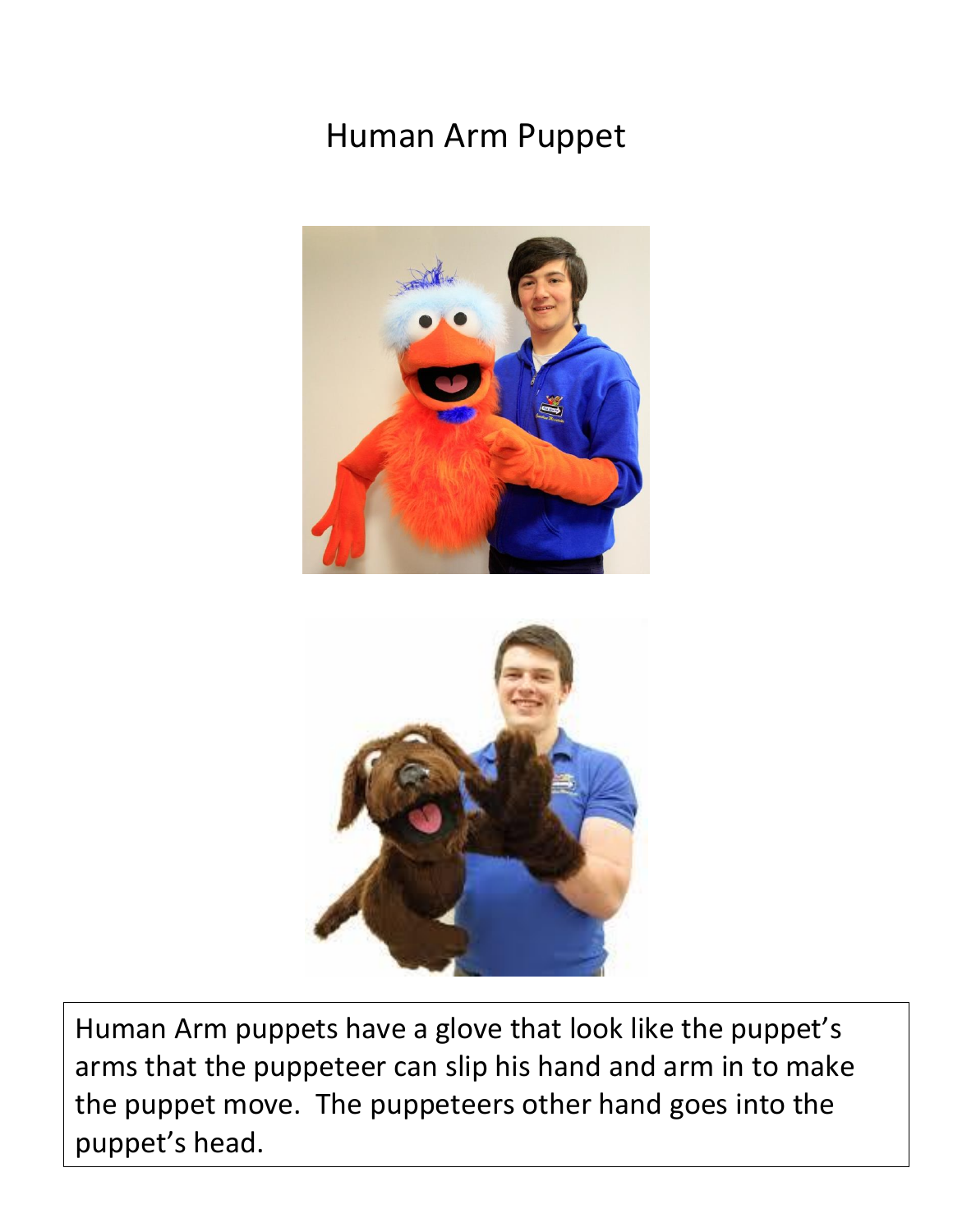# Human Arm Puppet

Human Arm puppets have a glove that look like the puppet's arms that the puppeteer can slip his hand and arm in to make the puppet move. The puppeteers other hand goes into the puppet's head.